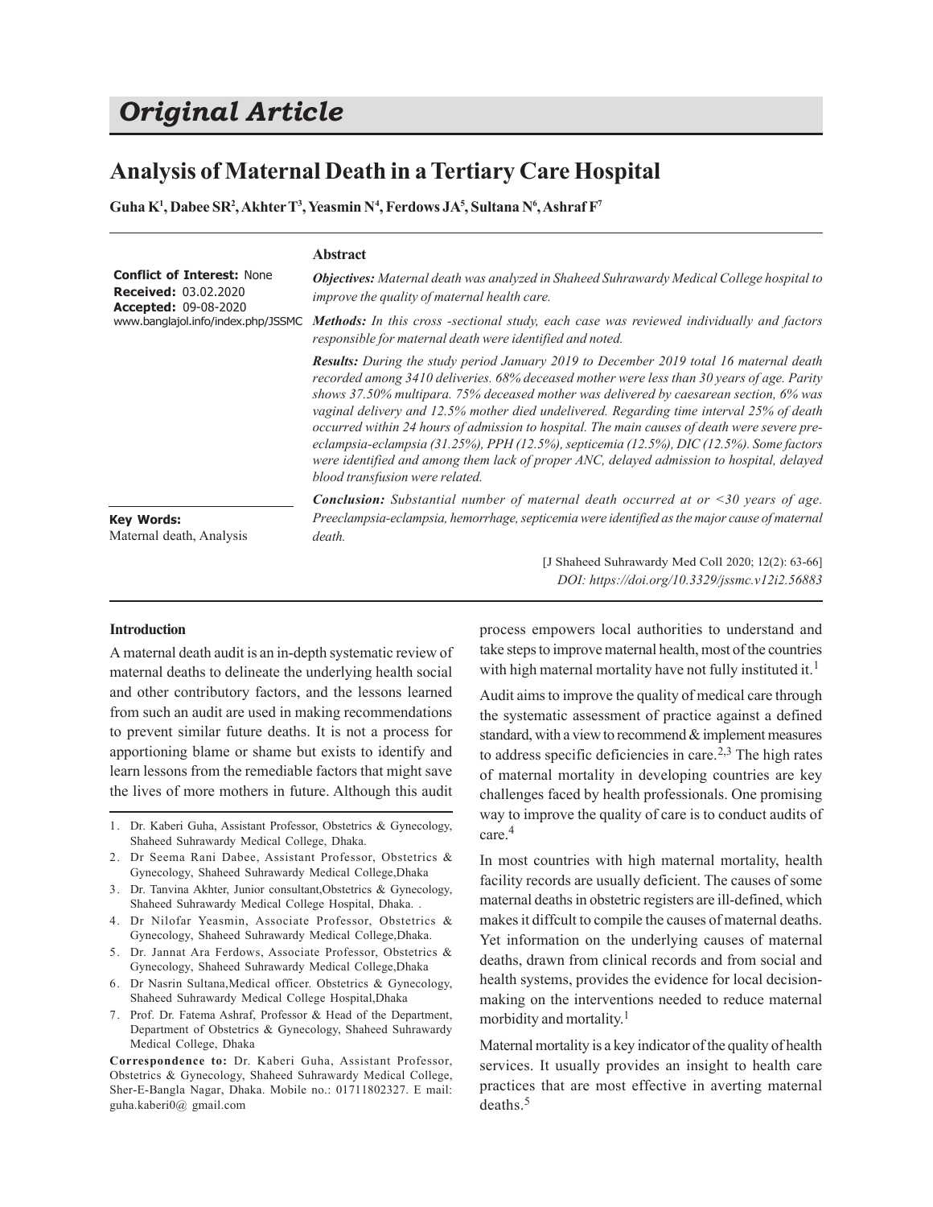# Original Article

## Analysis of Maternal Death in a Tertiary Care Hospital

**Guha K[1], Dabee SR[2], Akhter T[3], Yeasmin N[4], Ferdows JA[5], Sultana N[6], Ashraf F[7]**

**Conflict of Interest:** None
**Received:** 03.02.2020
**Accepted:** 09-08-2020
www.banglajol.info/index.php/JSSMC

**Key Words:**
Maternal death, Analysis

### Abstract

***Objectives:*** *Maternal death was analyzed in Shaheed Suhrawardy Medical College hospital to improve the quality of maternal health care.*

***Methods:*** *In this cross -sectional study, each case was reviewed individually and factors responsible for maternal death were identified and noted.*

***Results:*** *During the study period January 2019 to December 2019 total 16 maternal death recorded among 3410 deliveries. 68% deceased mother were less than 30 years of age. Parity shows 37.50% multipara. 75% deceased mother was delivered by caesarean section, 6% was vaginal delivery and 12.5% mother died undelivered. Regarding time interval 25% of death occurred within 24 hours of admission to hospital. The main causes of death were severe pre-eclampsia-eclampsia (31.25%), PPH (12.5%), septicemia (12.5%), DIC (12.5%). Some factors were identified and among them lack of proper ANC, delayed admission to hospital, delayed blood transfusion were related.*

***Conclusion:*** *Substantial number of maternal death occurred at or <30 years of age. Preeclampsia-eclampsia, hemorrhage, septicemia were identified as the major cause of maternal death.*

[J Shaheed Suhrawardy Med Coll 2020; 12(2): 63-66]
*DOI: https://doi.org/10.3329/jssmc.v12i2.56883*

### Introduction

A maternal death audit is an in-depth systematic review of maternal deaths to delineate the underlying health social and other contributory factors, and the lessons learned from such an audit are used in making recommendations to prevent similar future deaths. It is not a process for apportioning blame or shame but exists to identify and learn lessons from the remediable factors that might save the lives of more mothers in future. Although this audit process empowers local authorities to understand and take steps to improve maternal health, most of the countries with high maternal mortality have not fully instituted it.[1]

Audit aims to improve the quality of medical care through the systematic assessment of practice against a defined standard, with a view to recommend & implement measures to address specific deficiencies in care.[2,3] The high rates of maternal mortality in developing countries are key challenges faced by health professionals. One promising way to improve the quality of care is to conduct audits of care.[4]

In most countries with high maternal mortality, health facility records are usually deficient. The causes of some maternal deaths in obstetric registers are ill-defined, which makes it diffcult to compile the causes of maternal deaths. Yet information on the underlying causes of maternal deaths, drawn from clinical records and from social and health systems, provides the evidence for local decision-making on the interventions needed to reduce maternal morbidity and mortality.[1]

Maternal mortality is a key indicator of the quality of health services. It usually provides an insight to health care practices that are most effective in averting maternal deaths.[5]

---

1. Dr. Kaberi Guha, Assistant Professor, Obstetrics & Gynecology, Shaheed Suhrawardy Medical College, Dhaka.
2. Dr Seema Rani Dabee, Assistant Professor, Obstetrics & Gynecology, Shaheed Suhrawardy Medical College,Dhaka
3. Dr. Tanvina Akhter, Junior consultant,Obstetrics & Gynecology, Shaheed Suhrawardy Medical College Hospital, Dhaka. .
4. Dr Nilofar Yeasmin, Associate Professor, Obstetrics & Gynecology, Shaheed Suhrawardy Medical College,Dhaka.
5. Dr. Jannat Ara Ferdows, Associate Professor, Obstetrics & Gynecology, Shaheed Suhrawardy Medical College,Dhaka
6. Dr Nasrin Sultana,Medical officer. Obstetrics & Gynecology, Shaheed Suhrawardy Medical College Hospital,Dhaka
7. Prof. Dr. Fatema Ashraf, Professor & Head of the Department, Department of Obstetrics & Gynecology, Shaheed Suhrawardy Medical College, Dhaka

**Correspondence to:** Dr. Kaberi Guha, Assistant Professor, Obstetrics & Gynecology, Shaheed Suhrawardy Medical College, Sher-E-Bangla Nagar, Dhaka. Mobile no.: 01711802327. E mail: guha.kaberi0@ gmail.com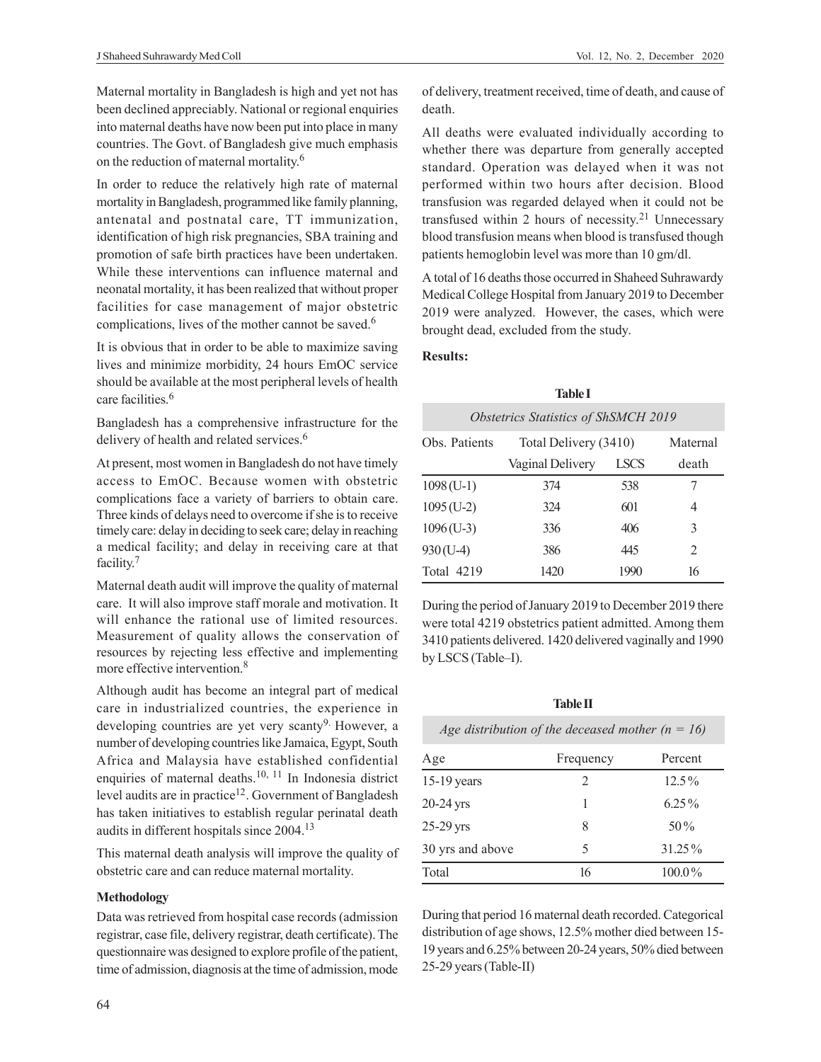Maternal mortality in Bangladesh is high and yet not has been declined appreciably. National or regional enquiries into maternal deaths have now been put into place in many countries. The Govt. of Bangladesh give much emphasis on the reduction of maternal mortality.[6]

In order to reduce the relatively high rate of maternal mortality in Bangladesh, programmed like family planning, antenatal and postnatal care, TT immunization, identification of high risk pregnancies, SBA training and promotion of safe birth practices have been undertaken. While these interventions can influence maternal and neonatal mortality, it has been realized that without proper facilities for case management of major obstetric complications, lives of the mother cannot be saved.[6]

It is obvious that in order to be able to maximize saving lives and minimize morbidity, 24 hours EmOC service should be available at the most peripheral levels of health care facilities.[6]

Bangladesh has a comprehensive infrastructure for the delivery of health and related services.[6]

At present, most women in Bangladesh do not have timely access to EmOC. Because women with obstetric complications face a variety of barriers to obtain care. Three kinds of delays need to overcome if she is to receive timely care: delay in deciding to seek care; delay in reaching a medical facility; and delay in receiving care at that facility.[7]

Maternal death audit will improve the quality of maternal care. It will also improve staff morale and motivation. It will enhance the rational use of limited resources. Measurement of quality allows the conservation of resources by rejecting less effective and implementing more effective intervention.[8]

Although audit has become an integral part of medical care in industrialized countries, the experience in developing countries are yet very scanty[9]. However, a number of developing countries like Jamaica, Egypt, South Africa and Malaysia have established confidential enquiries of maternal deaths.[10, 11] In Indonesia district level audits are in practice[12]. Government of Bangladesh has taken initiatives to establish regular perinatal death audits in different hospitals since 2004.[13]

This maternal death analysis will improve the quality of obstetric care and can reduce maternal mortality.

**Methodology**

Data was retrieved from hospital case records (admission registrar, case file, delivery registrar, death certificate). The questionnaire was designed to explore profile of the patient, time of admission, diagnosis at the time of admission, mode of delivery, treatment received, time of death, and cause of death.

All deaths were evaluated individually according to whether there was departure from generally accepted standard. Operation was delayed when it was not performed within two hours after decision. Blood transfusion was regarded delayed when it could not be transfused within 2 hours of necessity.[21] Unnecessary blood transfusion means when blood is transfused though patients hemoglobin level was more than 10 gm/dl.

A total of 16 deaths those occurred in Shaheed Suhrawardy Medical College Hospital from January 2019 to December 2019 were analyzed. However, the cases, which were brought dead, excluded from the study.

**Results:**

**Table I**

*Obstetrics Statistics of ShSMCH 2019*

| Obs. Patients | Total Delivery (3410) | | Maternal death |
|---|---|---|---|
| | Vaginal Delivery | LSCS | |
| 1098 (U-1) | 374 | 538 | 7 |
| 1095 (U-2) | 324 | 601 | 4 |
| 1096 (U-3) | 336 | 406 | 3 |
| 930 (U-4) | 386 | 445 | 2 |
| Total 4219 | 1420 | 1990 | 16 |

During the period of January 2019 to December 2019 there were total 4219 obstetrics patient admitted. Among them 3410 patients delivered. 1420 delivered vaginally and 1990 by LSCS (Table–I).

**Table II**

*Age distribution of the deceased mother (n = 16)*

| Age | Frequency | Percent |
|---|---|---|
| 15-19 years | 2 | 12.5% |
| 20-24 yrs | 1 | 6.25% |
| 25-29 yrs | 8 | 50% |
| 30 yrs and above | 5 | 31.25% |
| Total | 16 | 100.0% |

During that period 16 maternal death recorded. Categorical distribution of age shows, 12.5% mother died between 15-19 years and 6.25% between 20-24 years, 50% died between 25-29 years (Table-II)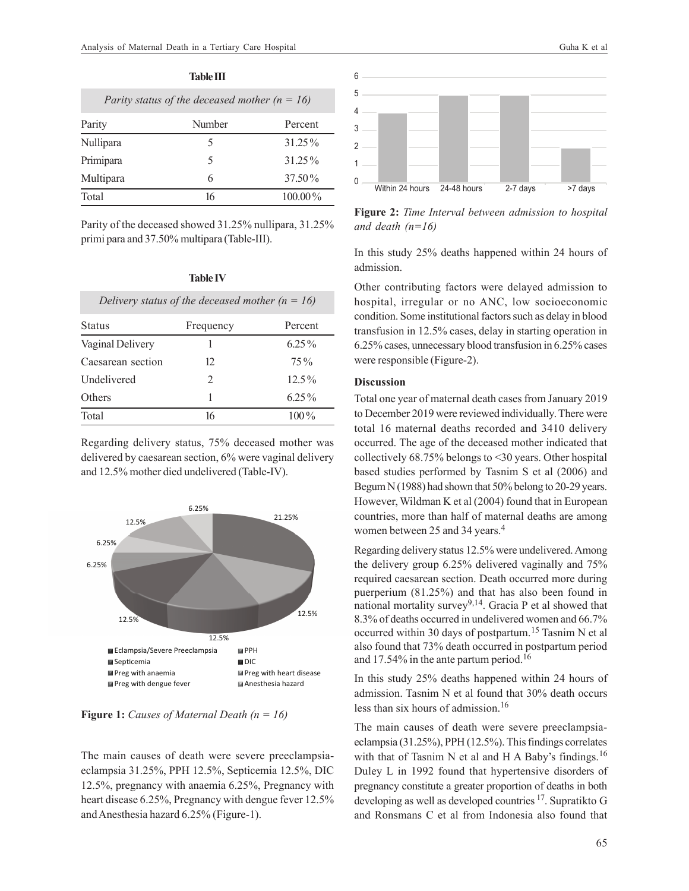**Table III**

*Parity status of the deceased mother (n = 16)*

| Parity | Number | Percent |
|---|---|---|
| Nullipara | 5 | 31.25% |
| Primipara | 5 | 31.25% |
| Multipara | 6 | 37.50% |
| Total | 16 | 100.00% |

Parity of the deceased showed 31.25% nullipara, 31.25% primi para and 37.50% multipara (Table-III).

**Table IV**

*Delivery status of the deceased mother (n = 16)*

| Status | Frequency | Percent |
|---|---|---|
| Vaginal Delivery | 1 | 6.25% |
| Caesarean section | 12 | 75% |
| Undelivered | 2 | 12.5% |
| Others | 1 | 6.25% |
| Total | 16 | 100% |

Regarding delivery status, 75% deceased mother was delivered by caesarean section, 6% were vaginal delivery and 12.5% mother died undelivered (Table-IV).

**Figure 1:** *Causes of Maternal Death (n = 16)*

The main causes of death were severe preeclampsia-eclampsia 31.25%, PPH 12.5%, Septicemia 12.5%, DIC 12.5%, pregnancy with anaemia 6.25%, Pregnancy with heart disease 6.25%, Pregnancy with dengue fever 12.5% and Anesthesia hazard 6.25% (Figure-1).

**Figure 2:** *Time Interval between admission to hospital and death (n=16)*

In this study 25% deaths happened within 24 hours of admission.

Other contributing factors were delayed admission to hospital, irregular or no ANC, low socioeconomic condition. Some institutional factors such as delay in blood transfusion in 12.5% cases, delay in starting operation in 6.25% cases, unnecessary blood transfusion in 6.25% cases were responsible (Figure-2).

## Discussion

Total one year of maternal death cases from January 2019 to December 2019 were reviewed individually. There were total 16 maternal deaths recorded and 3410 delivery occurred. The age of the deceased mother indicated that collectively 68.75% belongs to <30 years. Other hospital based studies performed by Tasnim S et al (2006) and Begum N (1988) had shown that 50% belong to 20-29 years. However, Wildman K et al (2004) found that in European countries, more than half of maternal deaths are among women between 25 and 34 years.[4]

Regarding delivery status 12.5% were undelivered. Among the delivery group 6.25% delivered vaginally and 75% required caesarean section. Death occurred more during puerperium (81.25%) and that has also been found in national mortality survey[9,14]. Gracia P et al showed that 8.3% of deaths occurred in undelivered women and 66.7% occurred within 30 days of postpartum.[15] Tasnim N et al also found that 73% death occurred in postpartum period and 17.54% in the ante partum period.[16]

In this study 25% deaths happened within 24 hours of admission. Tasnim N et al found that 30% death occurs less than six hours of admission.[16]

The main causes of death were severe preeclampsia-eclampsia (31.25%), PPH (12.5%). This findings correlates with that of Tasnim N et al and H A Baby's findings.[16] Duley L in 1992 found that hypertensive disorders of pregnancy constitute a greater proportion of deaths in both developing as well as developed countries [17]. Supratikto G and Ronsmans C et al from Indonesia also found that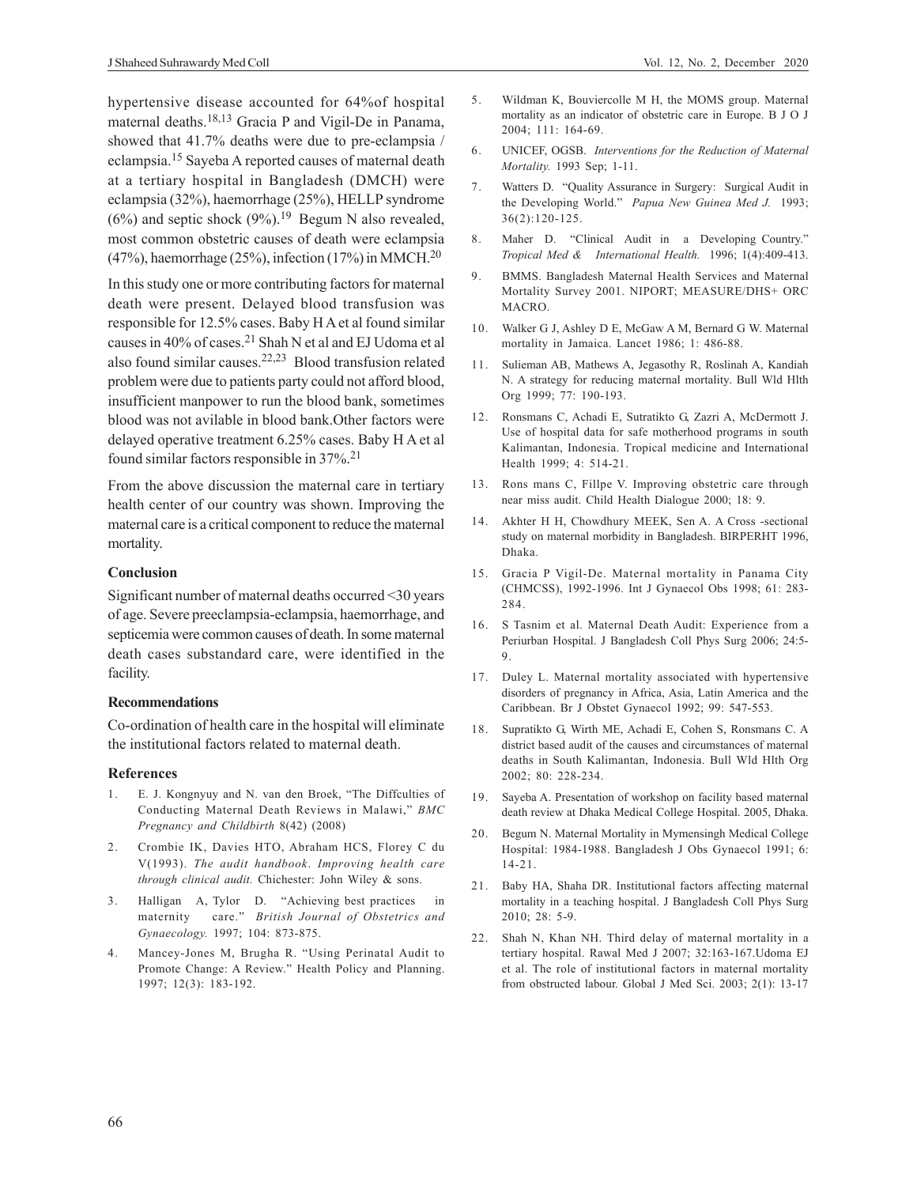hypertensive disease accounted for 64%of hospital maternal deaths.[18,13] Gracia P and Vigil-De in Panama, showed that 41.7% deaths were due to pre-eclampsia / eclampsia.[15] Sayeba A reported causes of maternal death at a tertiary hospital in Bangladesh (DMCH) were eclampsia (32%), haemorrhage (25%), HELLP syndrome (6%) and septic shock (9%).[19] Begum N also revealed, most common obstetric causes of death were eclampsia (47%), haemorrhage (25%), infection (17%) in MMCH.[20]

In this study one or more contributing factors for maternal death were present. Delayed blood transfusion was responsible for 12.5% cases. Baby H A et al found similar causes in 40% of cases.[21] Shah N et al and EJ Udoma et al also found similar causes.[22,23] Blood transfusion related problem were due to patients party could not afford blood, insufficient manpower to run the blood bank, sometimes blood was not avilable in blood bank.Other factors were delayed operative treatment 6.25% cases. Baby H A et al found similar factors responsible in 37%.[21]

From the above discussion the maternal care in tertiary health center of our country was shown. Improving the maternal care is a critical component to reduce the maternal mortality.

### Conclusion

Significant number of maternal deaths occurred <30 years of age. Severe preeclampsia-eclampsia, haemorrhage, and septicemia were common causes of death. In some maternal death cases substandard care, were identified in the facility.

### Recommendations

Co-ordination of health care in the hospital will eliminate the institutional factors related to maternal death.

### References

1. E. J. Kongnyuy and N. van den Broek, "The Diffculties of Conducting Maternal Death Reviews in Malawi," *BMC Pregnancy and Childbirth* 8(42) (2008)
2. Crombie IK, Davies HTO, Abraham HCS, Florey C du V(1993). *The audit handbook. Improving health care through clinical audit.* Chichester: John Wiley & sons.
3. Halligan A, Tylor D. "Achieving best practices in maternity care." *British Journal of Obstetrics and Gynaecology.* 1997; 104: 873-875.
4. Mancey-Jones M, Brugha R. "Using Perinatal Audit to Promote Change: A Review." Health Policy and Planning. 1997; 12(3): 183-192.
5. Wildman K, Bouviercolle M H, the MOMS group. Maternal mortality as an indicator of obstetric care in Europe. B J O J 2004; 111: 164-69.
6. UNICEF, OGSB. *Interventions for the Reduction of Maternal Mortality.* 1993 Sep; 1-11.
7. Watters D. "Quality Assurance in Surgery: Surgical Audit in the Developing World." *Papua New Guinea Med J.* 1993; 36(2):120-125.
8. Maher D. "Clinical Audit in a Developing Country." *Tropical Med & International Health.* 1996; 1(4):409-413.
9. BMMS. Bangladesh Maternal Health Services and Maternal Mortality Survey 2001. NIPORT; MEASURE/DHS+ ORC MACRO.
10. Walker G J, Ashley D E, McGaw A M, Bernard G W. Maternal mortality in Jamaica. Lancet 1986; 1: 486-88.
11. Sulieman AB, Mathews A, Jegasothy R, Roslinah A, Kandiah N. A strategy for reducing maternal mortality. Bull Wld Hlth Org 1999; 77: 190-193.
12. Ronsmans C, Achadi E, Sutratikto G, Zazri A, McDermott J. Use of hospital data for safe motherhood programs in south Kalimantan, Indonesia. Tropical medicine and International Health 1999; 4: 514-21.
13. Rons mans C, Fillpe V. Improving obstetric care through near miss audit. Child Health Dialogue 2000; 18: 9.
14. Akhter H H, Chowdhury MEEK, Sen A. A Cross -sectional study on maternal morbidity in Bangladesh. BIRPERHT 1996, Dhaka.
15. Gracia P Vigil-De. Maternal mortality in Panama City (CHMCSS), 1992-1996. Int J Gynaecol Obs 1998; 61: 283-284.
16. S Tasnim et al. Maternal Death Audit: Experience from a Periurban Hospital. J Bangladesh Coll Phys Surg 2006; 24:5-9.
17. Duley L. Maternal mortality associated with hypertensive disorders of pregnancy in Africa, Asia, Latin America and the Caribbean. Br J Obstet Gynaecol 1992; 99: 547-553.
18. Supratikto G, Wirth ME, Achadi E, Cohen S, Ronsmans C. A district based audit of the causes and circumstances of maternal deaths in South Kalimantan, Indonesia. Bull Wld Hlth Org 2002; 80: 228-234.
19. Sayeba A. Presentation of workshop on facility based maternal death review at Dhaka Medical College Hospital. 2005, Dhaka.
20. Begum N. Maternal Mortality in Mymensingh Medical College Hospital: 1984-1988. Bangladesh J Obs Gynaecol 1991; 6: 14-21.
21. Baby HA, Shaha DR. Institutional factors affecting maternal mortality in a teaching hospital. J Bangladesh Coll Phys Surg 2010; 28: 5-9.
22. Shah N, Khan NH. Third delay of maternal mortality in a tertiary hospital. Rawal Med J 2007; 32:163-167.Udoma EJ et al. The role of institutional factors in maternal mortality from obstructed labour. Global J Med Sci. 2003; 2(1): 13-17